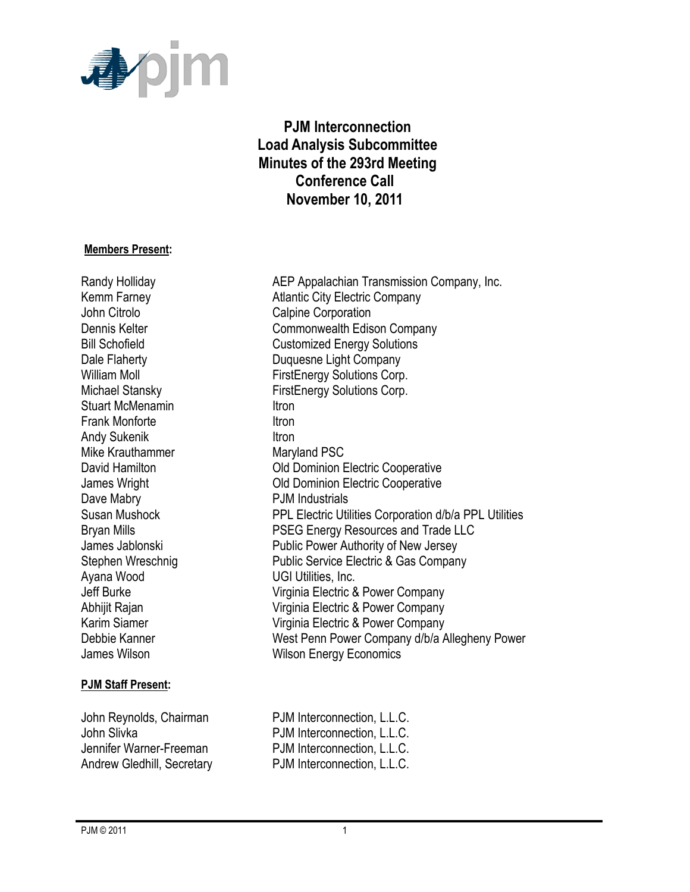# PJM Interconnection
# Load Analysis Subcommittee
# Minutes of the 293rd Meeting
# Conference Call
# November 10, 2011

**Members Present:**

| | |
|---|---|
| Randy Holliday | AEP Appalachian Transmission Company, Inc. |
| Kemm Farney | Atlantic City Electric Company |
| John Citrolo | Calpine Corporation |
| Dennis Kelter | Commonwealth Edison Company |
| Bill Schofield | Customized Energy Solutions |
| Dale Flaherty | Duquesne Light Company |
| William Moll | FirstEnergy Solutions Corp. |
| Michael Stansky | FirstEnergy Solutions Corp. |
| Stuart McMenamin | Itron |
| Frank Monforte | Itron |
| Andy Sukenik | Itron |
| Mike Krauthammer | Maryland PSC |
| David Hamilton | Old Dominion Electric Cooperative |
| James Wright | Old Dominion Electric Cooperative |
| Dave Mabry | PJM Industrials |
| Susan Mushock | PPL Electric Utilities Corporation d/b/a PPL Utilities |
| Bryan Mills | PSEG Energy Resources and Trade LLC |
| James Jablonski | Public Power Authority of New Jersey |
| Stephen Wreschnig | Public Service Electric & Gas Company |
| Ayana Wood | UGI Utilities, Inc. |
| Jeff Burke | Virginia Electric & Power Company |
| Abhijit Rajan | Virginia Electric & Power Company |
| Karim Siamer | Virginia Electric & Power Company |
| Debbie Kanner | West Penn Power Company d/b/a Allegheny Power |
| James Wilson | Wilson Energy Economics |

**PJM Staff Present:**

| | |
|---|---|
| John Reynolds, Chairman | PJM Interconnection, L.L.C. |
| John Slivka | PJM Interconnection, L.L.C. |
| Jennifer Warner-Freeman | PJM Interconnection, L.L.C. |
| Andrew Gledhill, Secretary | PJM Interconnection, L.L.C. |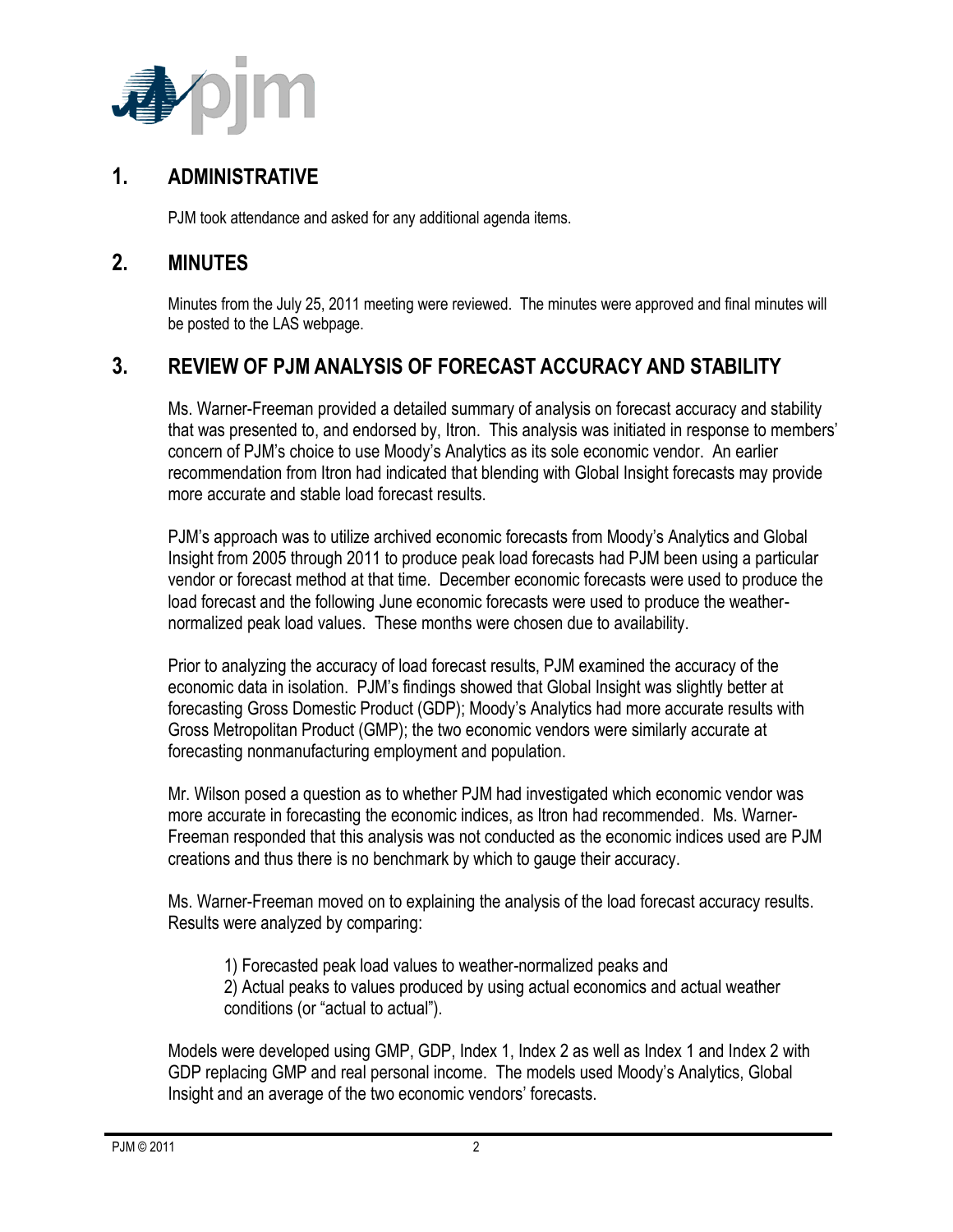## 1. ADMINISTRATIVE

PJM took attendance and asked for any additional agenda items.

## 2. MINUTES

Minutes from the July 25, 2011 meeting were reviewed. The minutes were approved and final minutes will be posted to the LAS webpage.

## 3. REVIEW OF PJM ANALYSIS OF FORECAST ACCURACY AND STABILITY

Ms. Warner-Freeman provided a detailed summary of analysis on forecast accuracy and stability that was presented to, and endorsed by, Itron. This analysis was initiated in response to members' concern of PJM's choice to use Moody's Analytics as its sole economic vendor. An earlier recommendation from Itron had indicated that blending with Global Insight forecasts may provide more accurate and stable load forecast results.

PJM's approach was to utilize archived economic forecasts from Moody's Analytics and Global Insight from 2005 through 2011 to produce peak load forecasts had PJM been using a particular vendor or forecast method at that time. December economic forecasts were used to produce the load forecast and the following June economic forecasts were used to produce the weather-normalized peak load values. These months were chosen due to availability.

Prior to analyzing the accuracy of load forecast results, PJM examined the accuracy of the economic data in isolation. PJM's findings showed that Global Insight was slightly better at forecasting Gross Domestic Product (GDP); Moody's Analytics had more accurate results with Gross Metropolitan Product (GMP); the two economic vendors were similarly accurate at forecasting nonmanufacturing employment and population.

Mr. Wilson posed a question as to whether PJM had investigated which economic vendor was more accurate in forecasting the economic indices, as Itron had recommended. Ms. Warner-Freeman responded that this analysis was not conducted as the economic indices used are PJM creations and thus there is no benchmark by which to gauge their accuracy.

Ms. Warner-Freeman moved on to explaining the analysis of the load forecast accuracy results. Results were analyzed by comparing:

1) Forecasted peak load values to weather-normalized peaks and
2) Actual peaks to values produced by using actual economics and actual weather conditions (or "actual to actual").

Models were developed using GMP, GDP, Index 1, Index 2 as well as Index 1 and Index 2 with GDP replacing GMP and real personal income. The models used Moody's Analytics, Global Insight and an average of the two economic vendors' forecasts.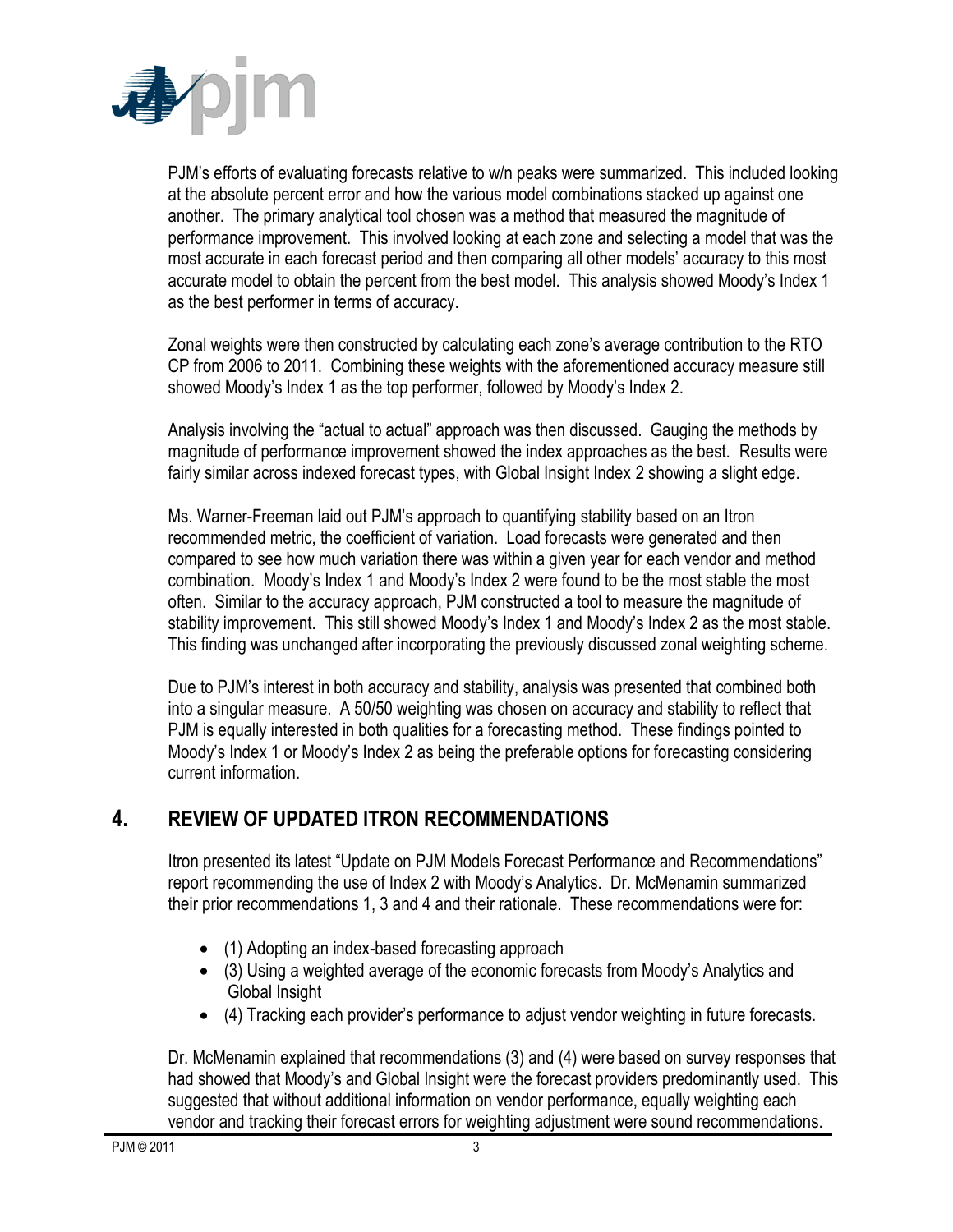PJM's efforts of evaluating forecasts relative to w/n peaks were summarized. This included looking at the absolute percent error and how the various model combinations stacked up against one another. The primary analytical tool chosen was a method that measured the magnitude of performance improvement. This involved looking at each zone and selecting a model that was the most accurate in each forecast period and then comparing all other models' accuracy to this most accurate model to obtain the percent from the best model. This analysis showed Moody's Index 1 as the best performer in terms of accuracy.

Zonal weights were then constructed by calculating each zone's average contribution to the RTO CP from 2006 to 2011. Combining these weights with the aforementioned accuracy measure still showed Moody's Index 1 as the top performer, followed by Moody's Index 2.

Analysis involving the "actual to actual" approach was then discussed. Gauging the methods by magnitude of performance improvement showed the index approaches as the best. Results were fairly similar across indexed forecast types, with Global Insight Index 2 showing a slight edge.

Ms. Warner-Freeman laid out PJM's approach to quantifying stability based on an Itron recommended metric, the coefficient of variation. Load forecasts were generated and then compared to see how much variation there was within a given year for each vendor and method combination. Moody's Index 1 and Moody's Index 2 were found to be the most stable the most often. Similar to the accuracy approach, PJM constructed a tool to measure the magnitude of stability improvement. This still showed Moody's Index 1 and Moody's Index 2 as the most stable. This finding was unchanged after incorporating the previously discussed zonal weighting scheme.

Due to PJM's interest in both accuracy and stability, analysis was presented that combined both into a singular measure. A 50/50 weighting was chosen on accuracy and stability to reflect that PJM is equally interested in both qualities for a forecasting method. These findings pointed to Moody's Index 1 or Moody's Index 2 as being the preferable options for forecasting considering current information.

## 4. REVIEW OF UPDATED ITRON RECOMMENDATIONS

Itron presented its latest "Update on PJM Models Forecast Performance and Recommendations" report recommending the use of Index 2 with Moody's Analytics. Dr. McMenamin summarized their prior recommendations 1, 3 and 4 and their rationale. These recommendations were for:

- (1) Adopting an index-based forecasting approach
- (3) Using a weighted average of the economic forecasts from Moody's Analytics and Global Insight
- (4) Tracking each provider's performance to adjust vendor weighting in future forecasts.

Dr. McMenamin explained that recommendations (3) and (4) were based on survey responses that had showed that Moody's and Global Insight were the forecast providers predominantly used. This suggested that without additional information on vendor performance, equally weighting each vendor and tracking their forecast errors for weighting adjustment were sound recommendations.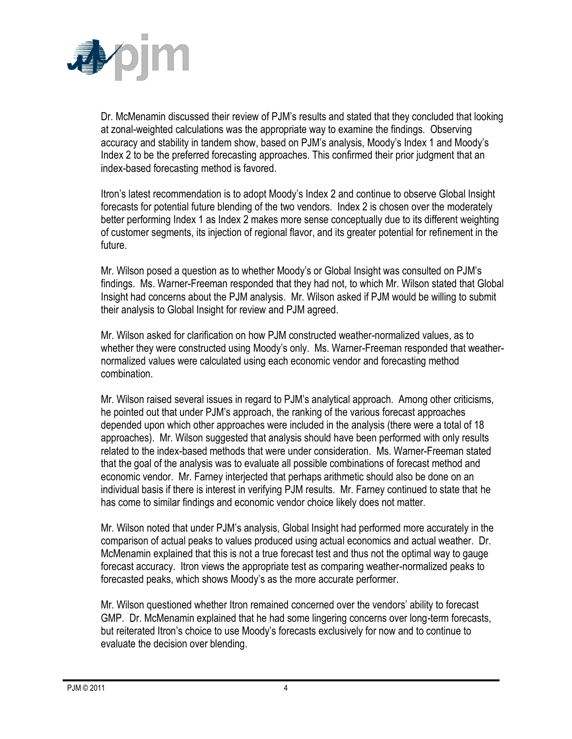Dr. McMenamin discussed their review of PJM's results and stated that they concluded that looking at zonal-weighted calculations was the appropriate way to examine the findings. Observing accuracy and stability in tandem show, based on PJM's analysis, Moody's Index 1 and Moody's Index 2 to be the preferred forecasting approaches. This confirmed their prior judgment that an index-based forecasting method is favored.

Itron's latest recommendation is to adopt Moody's Index 2 and continue to observe Global Insight forecasts for potential future blending of the two vendors. Index 2 is chosen over the moderately better performing Index 1 as Index 2 makes more sense conceptually due to its different weighting of customer segments, its injection of regional flavor, and its greater potential for refinement in the future.

Mr. Wilson posed a question as to whether Moody's or Global Insight was consulted on PJM's findings. Ms. Warner-Freeman responded that they had not, to which Mr. Wilson stated that Global Insight had concerns about the PJM analysis. Mr. Wilson asked if PJM would be willing to submit their analysis to Global Insight for review and PJM agreed.

Mr. Wilson asked for clarification on how PJM constructed weather-normalized values, as to whether they were constructed using Moody's only. Ms. Warner-Freeman responded that weather-normalized values were calculated using each economic vendor and forecasting method combination.

Mr. Wilson raised several issues in regard to PJM's analytical approach. Among other criticisms, he pointed out that under PJM's approach, the ranking of the various forecast approaches depended upon which other approaches were included in the analysis (there were a total of 18 approaches). Mr. Wilson suggested that analysis should have been performed with only results related to the index-based methods that were under consideration. Ms. Warner-Freeman stated that the goal of the analysis was to evaluate all possible combinations of forecast method and economic vendor. Mr. Farney interjected that perhaps arithmetic should also be done on an individual basis if there is interest in verifying PJM results. Mr. Farney continued to state that he has come to similar findings and economic vendor choice likely does not matter.

Mr. Wilson noted that under PJM's analysis, Global Insight had performed more accurately in the comparison of actual peaks to values produced using actual economics and actual weather. Dr. McMenamin explained that this is not a true forecast test and thus not the optimal way to gauge forecast accuracy. Itron views the appropriate test as comparing weather-normalized peaks to forecasted peaks, which shows Moody's as the more accurate performer.

Mr. Wilson questioned whether Itron remained concerned over the vendors' ability to forecast GMP. Dr. McMenamin explained that he had some lingering concerns over long-term forecasts, but reiterated Itron's choice to use Moody's forecasts exclusively for now and to continue to evaluate the decision over blending.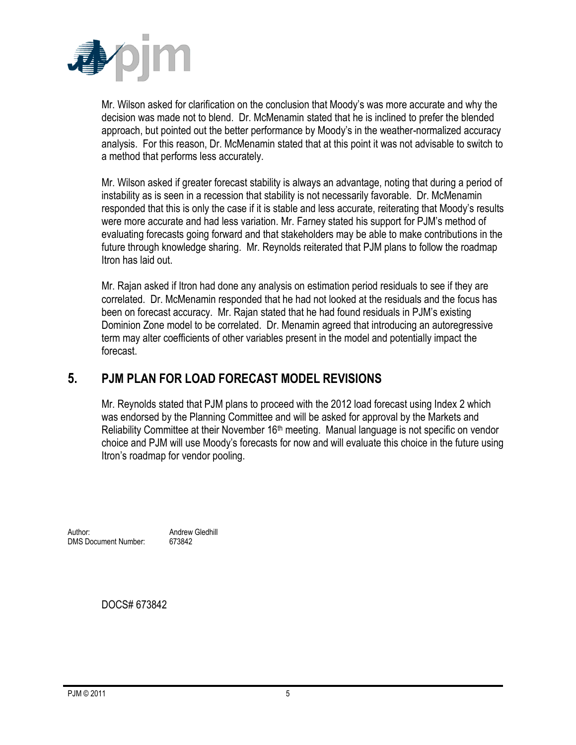Mr. Wilson asked for clarification on the conclusion that Moody's was more accurate and why the decision was made not to blend. Dr. McMenamin stated that he is inclined to prefer the blended approach, but pointed out the better performance by Moody's in the weather-normalized accuracy analysis. For this reason, Dr. McMenamin stated that at this point it was not advisable to switch to a method that performs less accurately.

Mr. Wilson asked if greater forecast stability is always an advantage, noting that during a period of instability as is seen in a recession that stability is not necessarily favorable. Dr. McMenamin responded that this is only the case if it is stable and less accurate, reiterating that Moody's results were more accurate and had less variation. Mr. Farney stated his support for PJM's method of evaluating forecasts going forward and that stakeholders may be able to make contributions in the future through knowledge sharing. Mr. Reynolds reiterated that PJM plans to follow the roadmap Itron has laid out.

Mr. Rajan asked if Itron had done any analysis on estimation period residuals to see if they are correlated. Dr. McMenamin responded that he had not looked at the residuals and the focus has been on forecast accuracy. Mr. Rajan stated that he had found residuals in PJM's existing Dominion Zone model to be correlated. Dr. Menamin agreed that introducing an autoregressive term may alter coefficients of other variables present in the model and potentially impact the forecast.

## 5. PJM PLAN FOR LOAD FORECAST MODEL REVISIONS

Mr. Reynolds stated that PJM plans to proceed with the 2012 load forecast using Index 2 which was endorsed by the Planning Committee and will be asked for approval by the Markets and Reliability Committee at their November 16th meeting. Manual language is not specific on vendor choice and PJM will use Moody's forecasts for now and will evaluate this choice in the future using Itron's roadmap for vendor pooling.

Author: Andrew Gledhill
DMS Document Number: 673842

DOCS# 673842